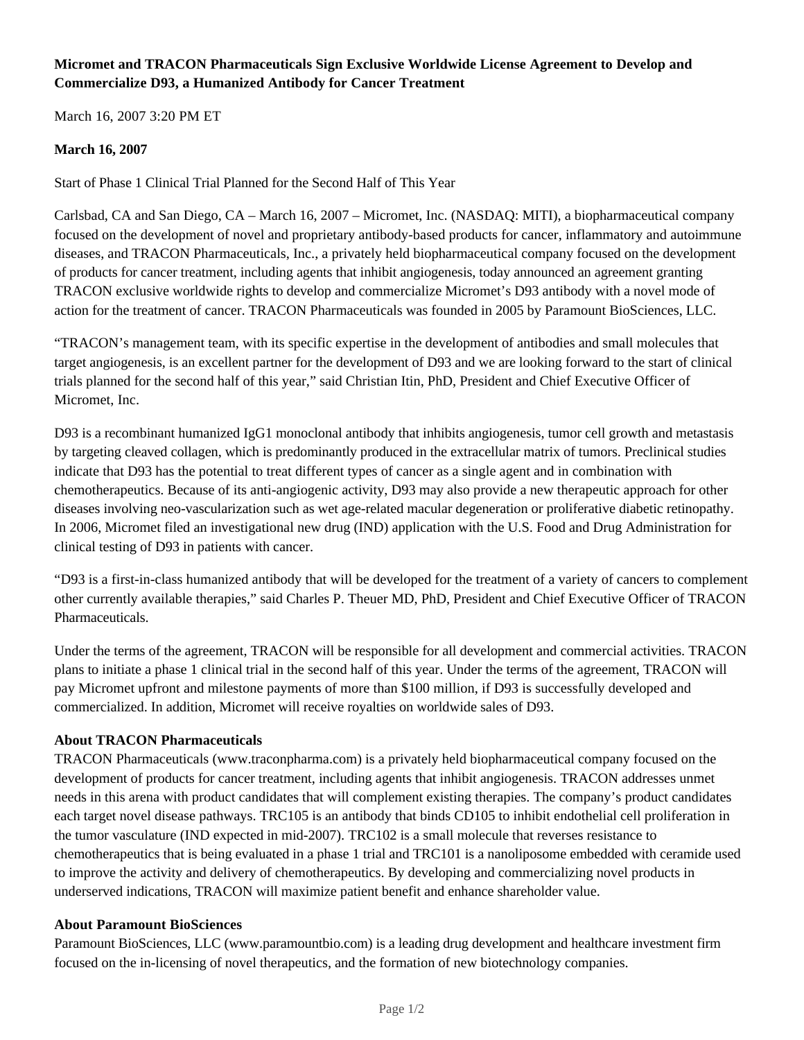# Micromet and TRACON Pharmaceuticals Sign Exclusive Worldwide License Agreement to Develop and Commercialize D93, a Humanized Antibody for Cancer Treatment

March 16, 2007 3:20 PM ET

**March 16, 2007**

Start of Phase 1 Clinical Trial Planned for the Second Half of This Year

Carlsbad, CA and San Diego, CA – March 16, 2007 – Micromet, Inc. (NASDAQ: MITI), a biopharmaceutical company focused on the development of novel and proprietary antibody-based products for cancer, inflammatory and autoimmune diseases, and TRACON Pharmaceuticals, Inc., a privately held biopharmaceutical company focused on the development of products for cancer treatment, including agents that inhibit angiogenesis, today announced an agreement granting TRACON exclusive worldwide rights to develop and commercialize Micromet's D93 antibody with a novel mode of action for the treatment of cancer. TRACON Pharmaceuticals was founded in 2005 by Paramount BioSciences, LLC.

"TRACON's management team, with its specific expertise in the development of antibodies and small molecules that target angiogenesis, is an excellent partner for the development of D93 and we are looking forward to the start of clinical trials planned for the second half of this year," said Christian Itin, PhD, President and Chief Executive Officer of Micromet, Inc.

D93 is a recombinant humanized IgG1 monoclonal antibody that inhibits angiogenesis, tumor cell growth and metastasis by targeting cleaved collagen, which is predominantly produced in the extracellular matrix of tumors. Preclinical studies indicate that D93 has the potential to treat different types of cancer as a single agent and in combination with chemotherapeutics. Because of its anti-angiogenic activity, D93 may also provide a new therapeutic approach for other diseases involving neo-vascularization such as wet age-related macular degeneration or proliferative diabetic retinopathy. In 2006, Micromet filed an investigational new drug (IND) application with the U.S. Food and Drug Administration for clinical testing of D93 in patients with cancer.

"D93 is a first-in-class humanized antibody that will be developed for the treatment of a variety of cancers to complement other currently available therapies," said Charles P. Theuer MD, PhD, President and Chief Executive Officer of TRACON Pharmaceuticals.

Under the terms of the agreement, TRACON will be responsible for all development and commercial activities. TRACON plans to initiate a phase 1 clinical trial in the second half of this year. Under the terms of the agreement, TRACON will pay Micromet upfront and milestone payments of more than $100 million, if D93 is successfully developed and commercialized. In addition, Micromet will receive royalties on worldwide sales of D93.

**About TRACON Pharmaceuticals**

TRACON Pharmaceuticals (www.traconpharma.com) is a privately held biopharmaceutical company focused on the development of products for cancer treatment, including agents that inhibit angiogenesis. TRACON addresses unmet needs in this arena with product candidates that will complement existing therapies. The company's product candidates each target novel disease pathways. TRC105 is an antibody that binds CD105 to inhibit endothelial cell proliferation in the tumor vasculature (IND expected in mid-2007). TRC102 is a small molecule that reverses resistance to chemotherapeutics that is being evaluated in a phase 1 trial and TRC101 is a nanoliposome embedded with ceramide used to improve the activity and delivery of chemotherapeutics. By developing and commercializing novel products in underserved indications, TRACON will maximize patient benefit and enhance shareholder value.

**About Paramount BioSciences**

Paramount BioSciences, LLC (www.paramountbio.com) is a leading drug development and healthcare investment firm focused on the in-licensing of novel therapeutics, and the formation of new biotechnology companies.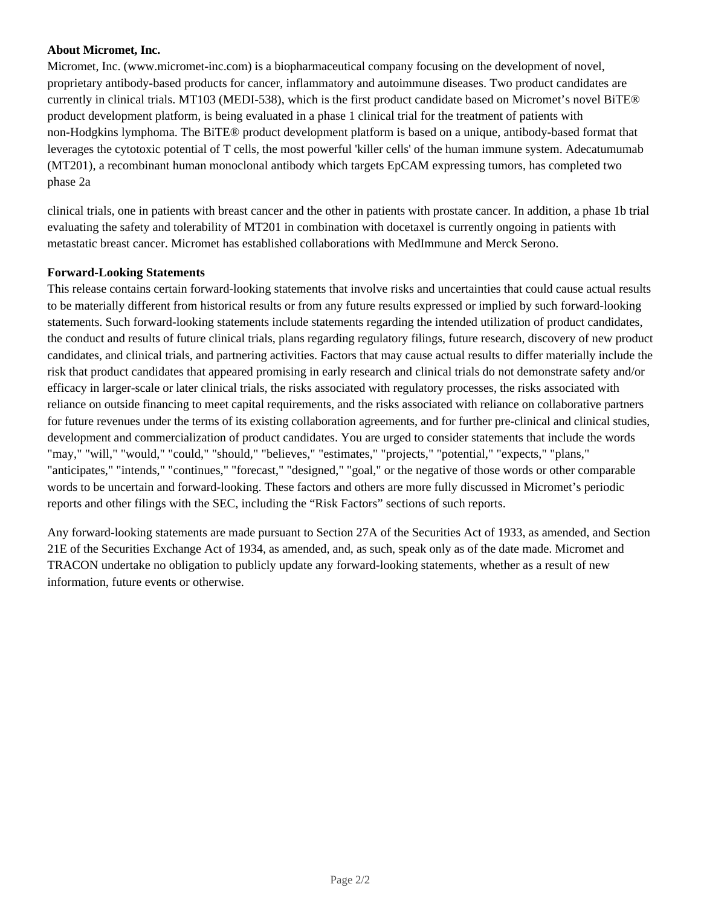**About Micromet, Inc.**

Micromet, Inc. (www.micromet-inc.com) is a biopharmaceutical company focusing on the development of novel, proprietary antibody-based products for cancer, inflammatory and autoimmune diseases. Two product candidates are currently in clinical trials. MT103 (MEDI-538), which is the first product candidate based on Micromet's novel BiTE® product development platform, is being evaluated in a phase 1 clinical trial for the treatment of patients with non-Hodgkins lymphoma. The BiTE® product development platform is based on a unique, antibody-based format that leverages the cytotoxic potential of T cells, the most powerful 'killer cells' of the human immune system. Adecatumumab (MT201), a recombinant human monoclonal antibody which targets EpCAM expressing tumors, has completed two phase 2a clinical trials, one in patients with breast cancer and the other in patients with prostate cancer. In addition, a phase 1b trial evaluating the safety and tolerability of MT201 in combination with docetaxel is currently ongoing in patients with metastatic breast cancer. Micromet has established collaborations with MedImmune and Merck Serono.

**Forward-Looking Statements**

This release contains certain forward-looking statements that involve risks and uncertainties that could cause actual results to be materially different from historical results or from any future results expressed or implied by such forward-looking statements. Such forward-looking statements include statements regarding the intended utilization of product candidates, the conduct and results of future clinical trials, plans regarding regulatory filings, future research, discovery of new product candidates, and clinical trials, and partnering activities. Factors that may cause actual results to differ materially include the risk that product candidates that appeared promising in early research and clinical trials do not demonstrate safety and/or efficacy in larger-scale or later clinical trials, the risks associated with regulatory processes, the risks associated with reliance on outside financing to meet capital requirements, and the risks associated with reliance on collaborative partners for future revenues under the terms of its existing collaboration agreements, and for further pre-clinical and clinical studies, development and commercialization of product candidates. You are urged to consider statements that include the words "may," "will," "would," "could," "should," "believes," "estimates," "projects," "potential," "expects," "plans," "anticipates," "intends," "continues," "forecast," "designed," "goal," or the negative of those words or other comparable words to be uncertain and forward-looking. These factors and others are more fully discussed in Micromet's periodic reports and other filings with the SEC, including the "Risk Factors" sections of such reports.

Any forward-looking statements are made pursuant to Section 27A of the Securities Act of 1933, as amended, and Section 21E of the Securities Exchange Act of 1934, as amended, and, as such, speak only as of the date made. Micromet and TRACON undertake no obligation to publicly update any forward-looking statements, whether as a result of new information, future events or otherwise.